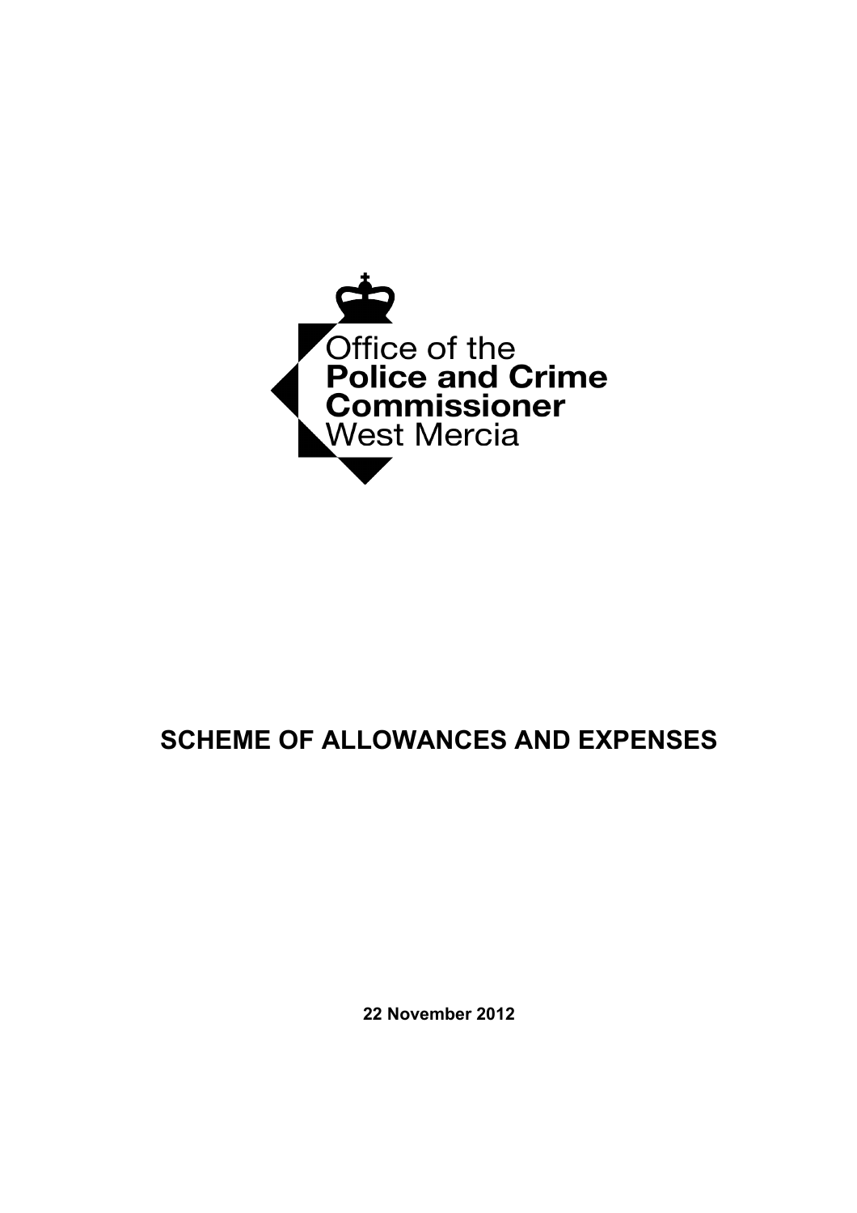Office of the
**Police and Crime Commissioner**
West Mercia

# SCHEME OF ALLOWANCES AND EXPENSES

**22 November 2012**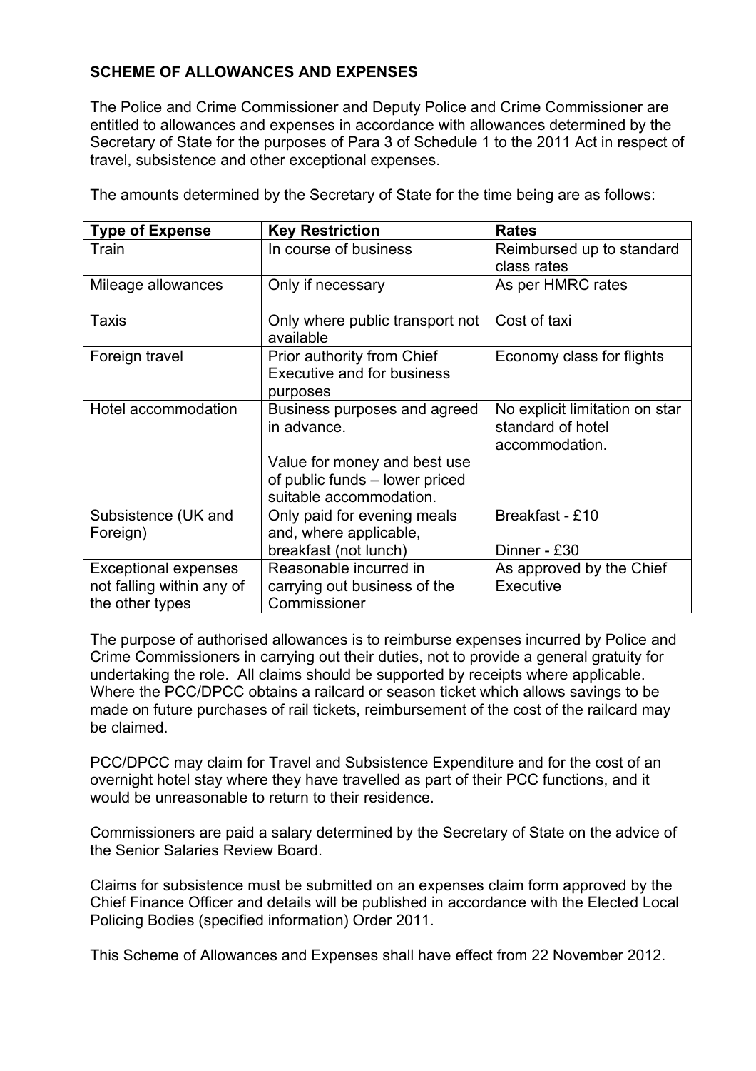**SCHEME OF ALLOWANCES AND EXPENSES**

The Police and Crime Commissioner and Deputy Police and Crime Commissioner are entitled to allowances and expenses in accordance with allowances determined by the Secretary of State for the purposes of Para 3 of Schedule 1 to the 2011 Act in respect of travel, subsistence and other exceptional expenses.

The amounts determined by the Secretary of State for the time being are as follows:

| **Type of Expense** | **Key Restriction** | **Rates** |
|---|---|---|
| Train | In course of business | Reimbursed up to standard class rates |
| Mileage allowances | Only if necessary | As per HMRC rates |
| Taxis | Only where public transport not available | Cost of taxi |
| Foreign travel | Prior authority from Chief Executive and for business purposes | Economy class for flights |
| Hotel accommodation | Business purposes and agreed in advance.<br><br>Value for money and best use of public funds – lower priced suitable accommodation. | No explicit limitation on star standard of hotel accommodation. |
| Subsistence (UK and Foreign) | Only paid for evening meals and, where applicable, breakfast (not lunch) | Breakfast - £10<br><br>Dinner - £30 |
| Exceptional expenses not falling within any of the other types | Reasonable incurred in carrying out business of the Commissioner | As approved by the Chief Executive |

The purpose of authorised allowances is to reimburse expenses incurred by Police and Crime Commissioners in carrying out their duties, not to provide a general gratuity for undertaking the role. All claims should be supported by receipts where applicable. Where the PCC/DPCC obtains a railcard or season ticket which allows savings to be made on future purchases of rail tickets, reimbursement of the cost of the railcard may be claimed.

PCC/DPCC may claim for Travel and Subsistence Expenditure and for the cost of an overnight hotel stay where they have travelled as part of their PCC functions, and it would be unreasonable to return to their residence.

Commissioners are paid a salary determined by the Secretary of State on the advice of the Senior Salaries Review Board.

Claims for subsistence must be submitted on an expenses claim form approved by the Chief Finance Officer and details will be published in accordance with the Elected Local Policing Bodies (specified information) Order 2011.

This Scheme of Allowances and Expenses shall have effect from 22 November 2012.